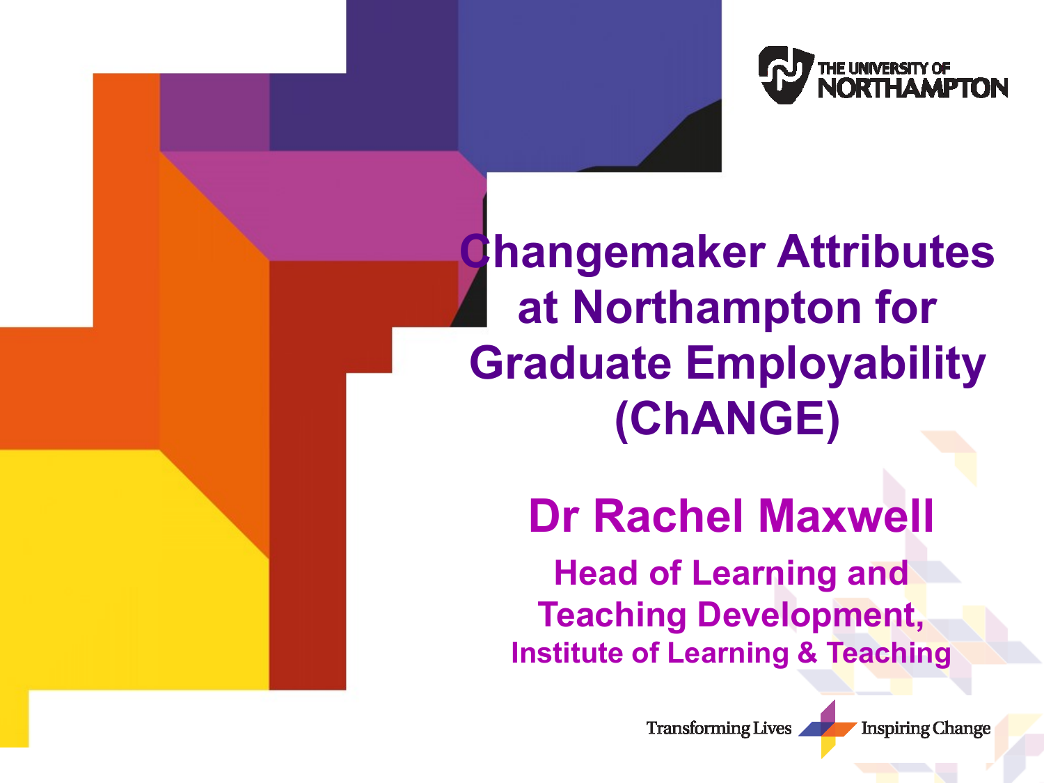THE UNIVERSITY OF NORTHAMPTON

# Changemaker Attributes at Northampton for Graduate Employability (ChANGE)

## Dr Rachel Maxwell

**Head of Learning and Teaching Development,**

**Institute of Learning & Teaching**

Transforming Lives Inspiring Change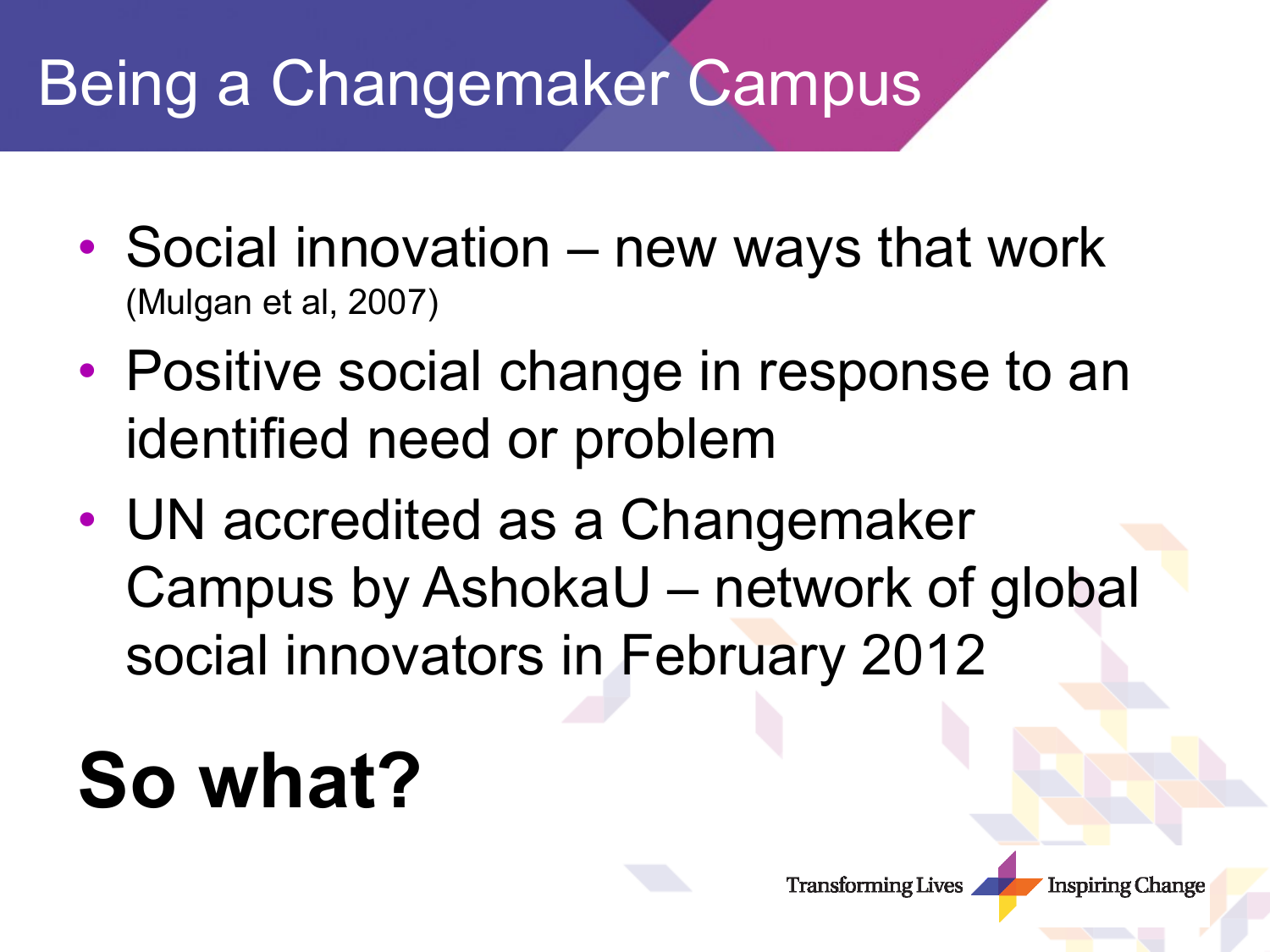# Being a Changemaker Campus

- Social innovation – new ways that work (Mulgan et al, 2007)
- Positive social change in response to an identified need or problem
- UN accredited as a Changemaker Campus by AshokaU – network of global social innovators in February 2012

**So what?**

Transforming Lives Inspiring Change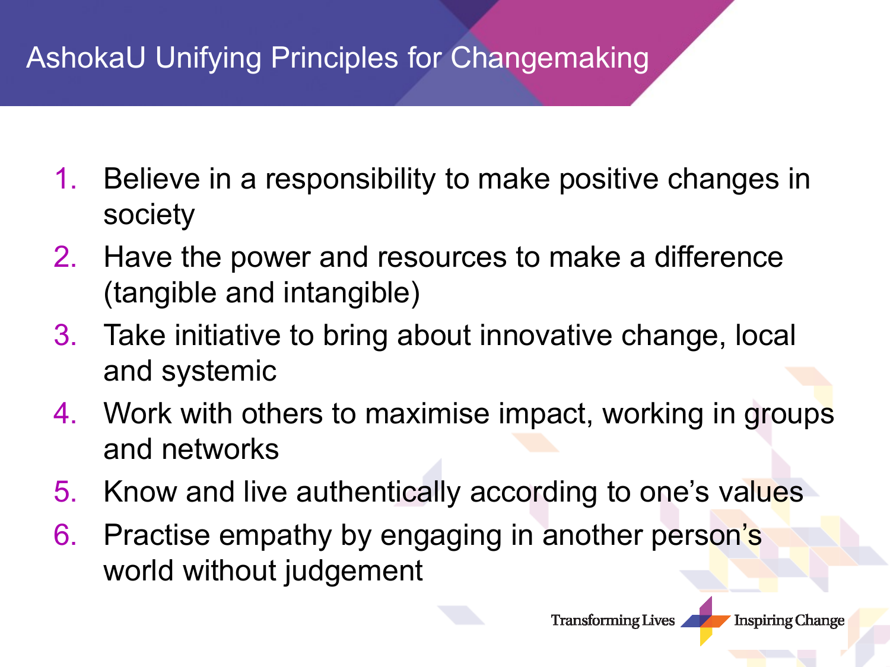# AshokaU Unifying Principles for Changemaking

1. Believe in a responsibility to make positive changes in society
2. Have the power and resources to make a difference (tangible and intangible)
3. Take initiative to bring about innovative change, local and systemic
4. Work with others to maximise impact, working in groups and networks
5. Know and live authentically according to one's values
6. Practise empathy by engaging in another person's world without judgement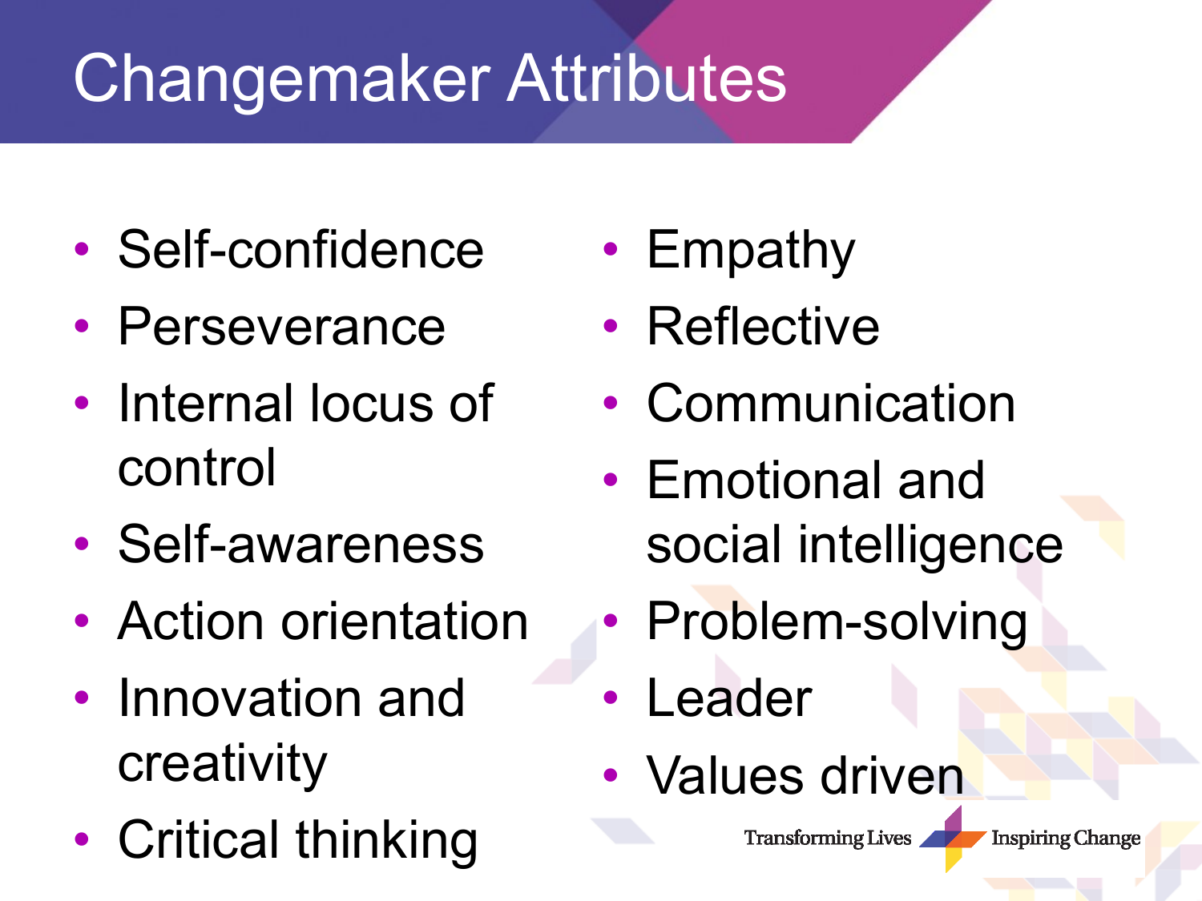# Changemaker Attributes

- Self-confidence
- Perseverance
- Internal locus of control
- Self-awareness
- Action orientation
- Innovation and creativity
- Critical thinking
- Empathy
- Reflective
- Communication
- Emotional and social intelligence
- Problem-solving
- Leader
- Values driven

Transforming Lives Inspiring Change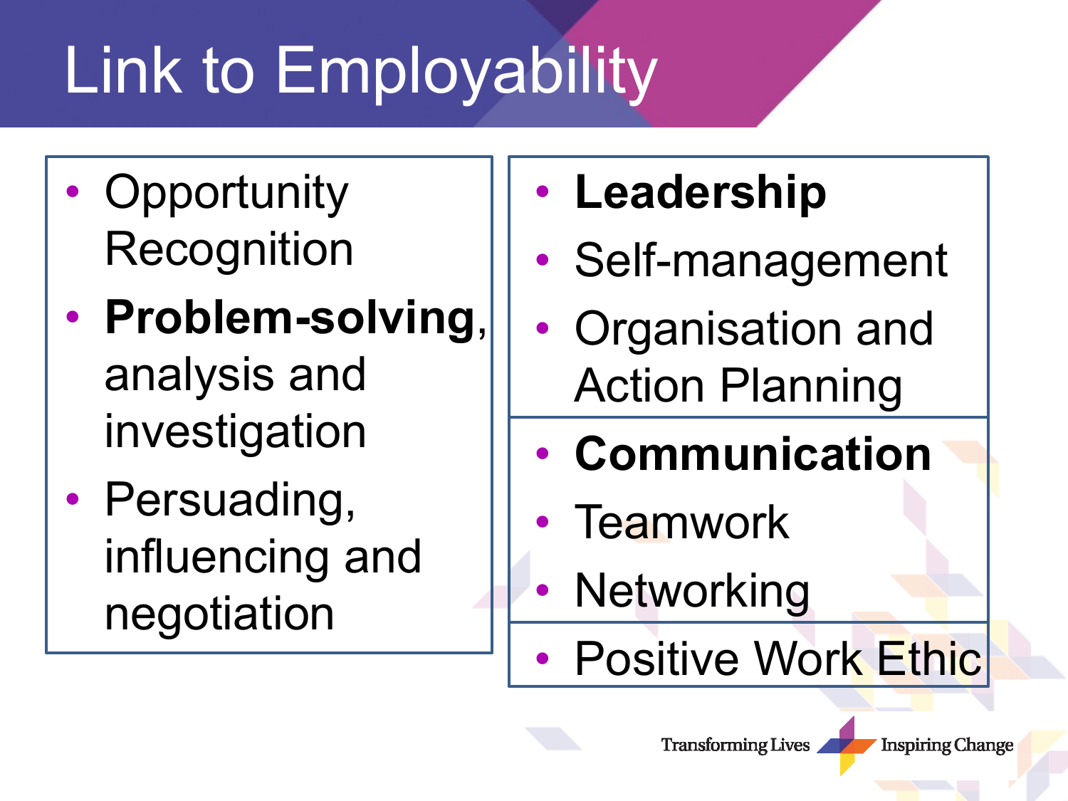# Link to Employability

- Opportunity Recognition
- **Problem-solving**, analysis and investigation
- Persuading, influencing and negotiation

- **Leadership**
- Self-management
- Organisation and Action Planning

- **Communication**
- Teamwork
- Networking

- Positive Work Ethic

Transforming Lives Inspiring Change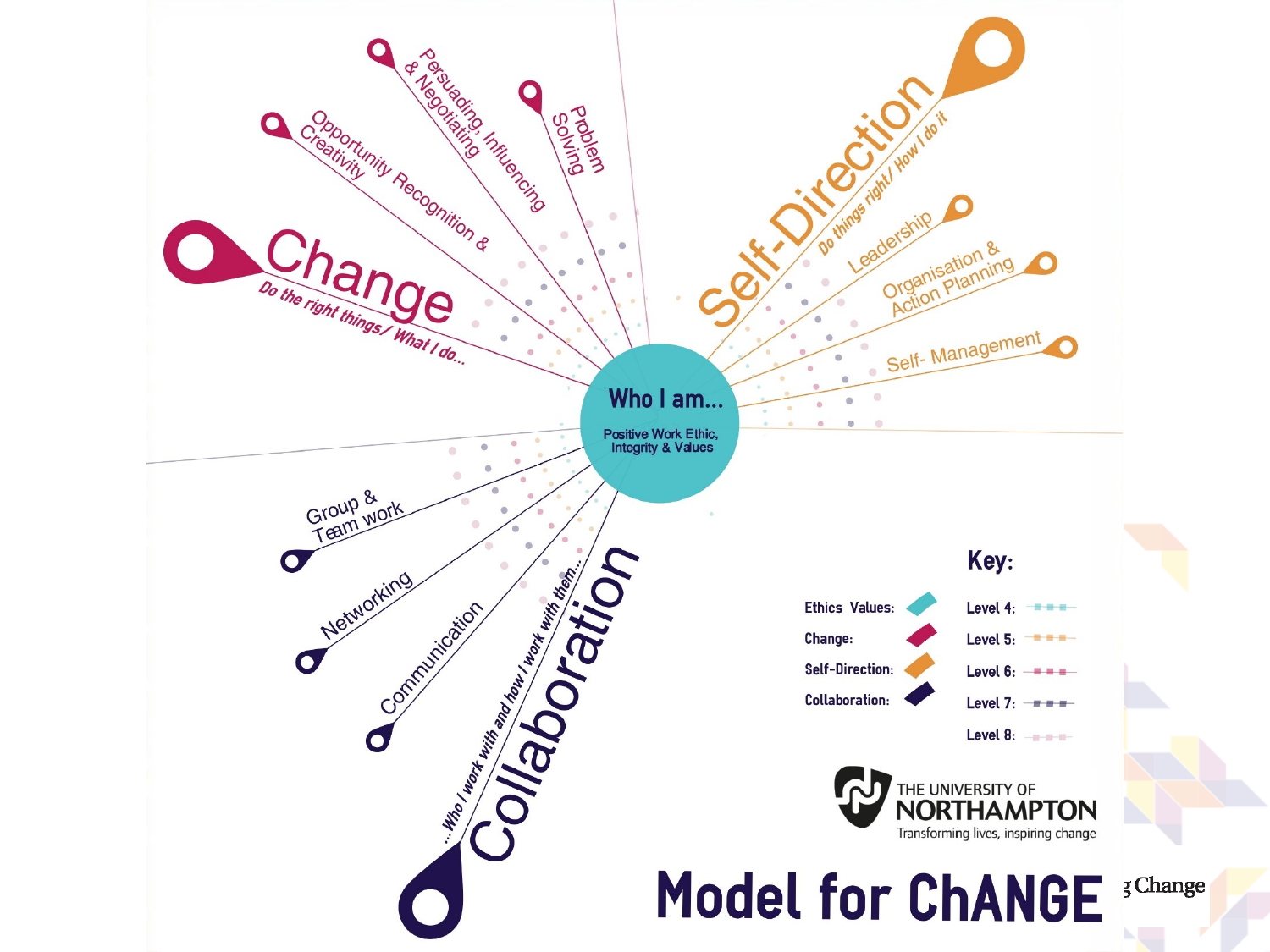# Model for ChANGE

## Who I am...

Positive Work Ethic, Integrity & Values

## Change

*Do the right things/ What I do...*

- Opportunity Recognition & Creativity
- Persuading, Influencing & Negotiating
- Problem Solving

## Self-Direction

*Do things right/ How I do it*

- Leadership
- Organisation & Action Planning
- Self- Management

## Collaboration

*...Who I work with and how I work with them...*

- Group & Team work
- Networking
- Communication

**Key:**

- Ethics Values
- Change
- Self-Direction
- Collaboration
- Level 4
- Level 5
- Level 6
- Level 7
- Level 8

THE UNIVERSITY OF NORTHAMPTON

Transforming lives, inspiring change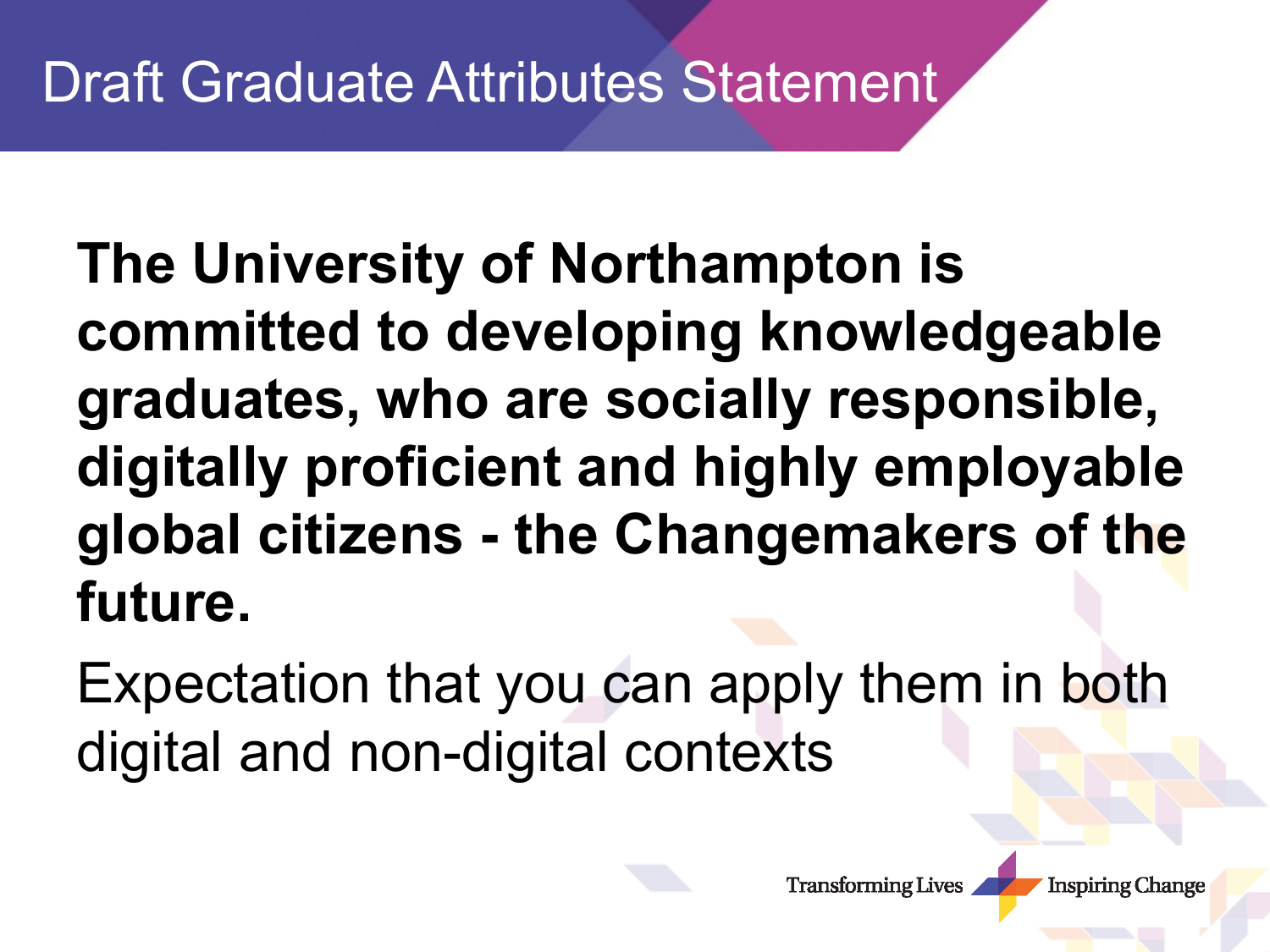# Draft Graduate Attributes Statement

**The University of Northampton is committed to developing knowledgeable graduates, who are socially responsible, digitally proficient and highly employable global citizens - the Changemakers of the future.**

Expectation that you can apply them in both digital and non-digital contexts

Transforming Lives Inspiring Change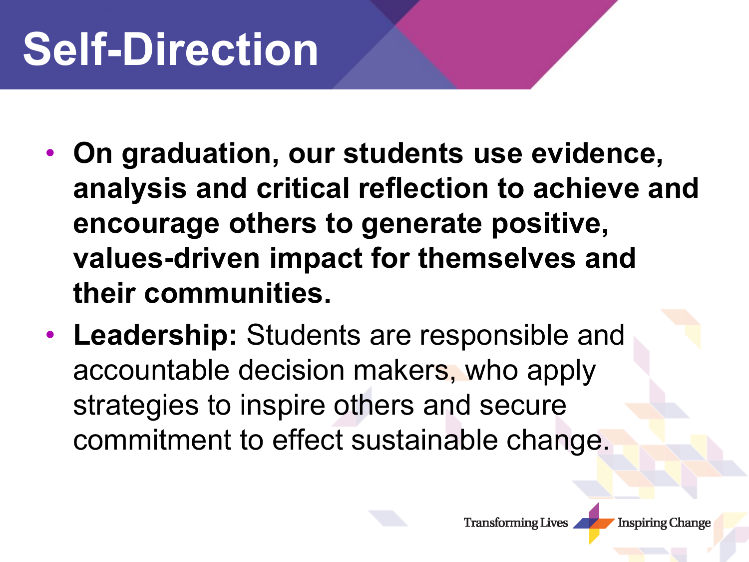# Self-Direction

- **On graduation, our students use evidence, analysis and critical reflection to achieve and encourage others to generate positive, values-driven impact for themselves and their communities.**
- **Leadership:** Students are responsible and accountable decision makers, who apply strategies to inspire others and secure commitment to effect sustainable change.

Transforming Lives Inspiring Change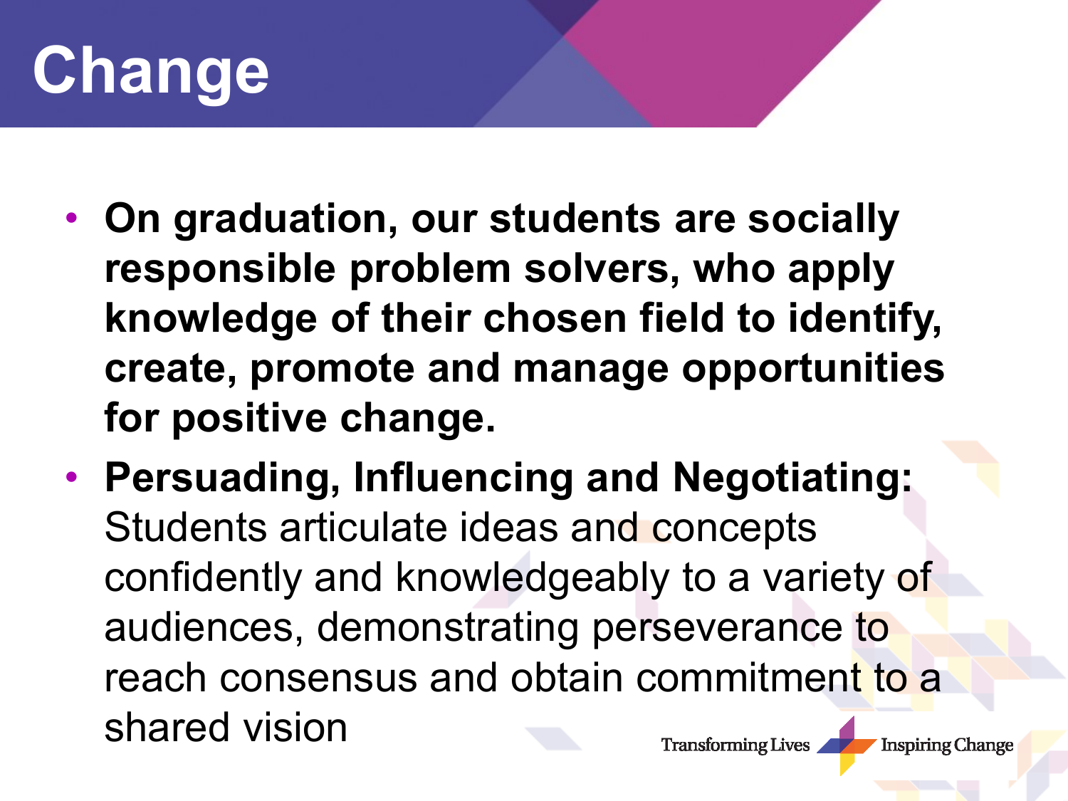# Change

- **On graduation, our students are socially responsible problem solvers, who apply knowledge of their chosen field to identify, create, promote and manage opportunities for positive change.**
- **Persuading, Influencing and Negotiating:** Students articulate ideas and concepts confidently and knowledgeably to a variety of audiences, demonstrating perseverance to reach consensus and obtain commitment to a shared vision

Transforming Lives Inspiring Change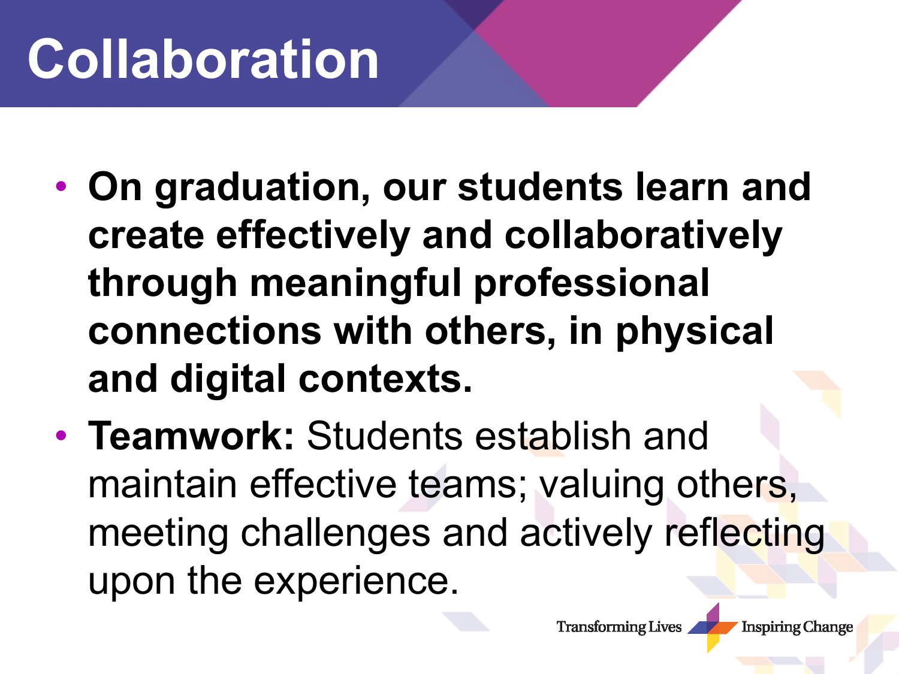# Collaboration

- **On graduation, our students learn and create effectively and collaboratively through meaningful professional connections with others, in physical and digital contexts.**
- **Teamwork:** Students establish and maintain effective teams; valuing others, meeting challenges and actively reflecting upon the experience.

Transforming Lives Inspiring Change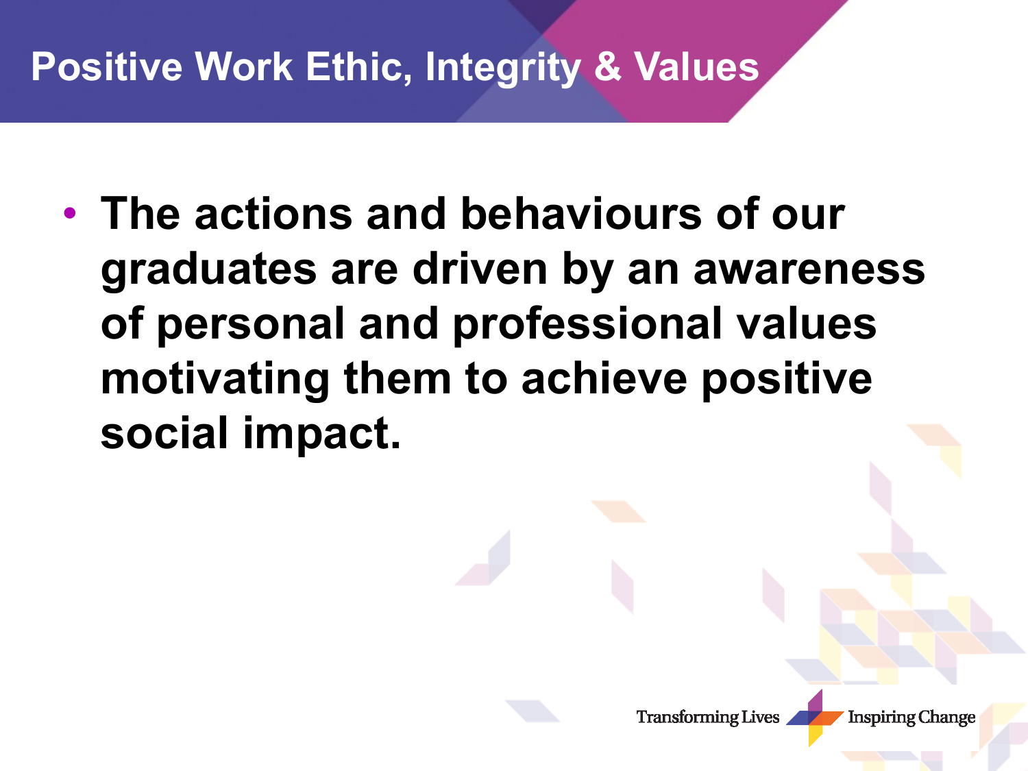# Positive Work Ethic, Integrity & Values

- **The actions and behaviours of our graduates are driven by an awareness of personal and professional values motivating them to achieve positive social impact.**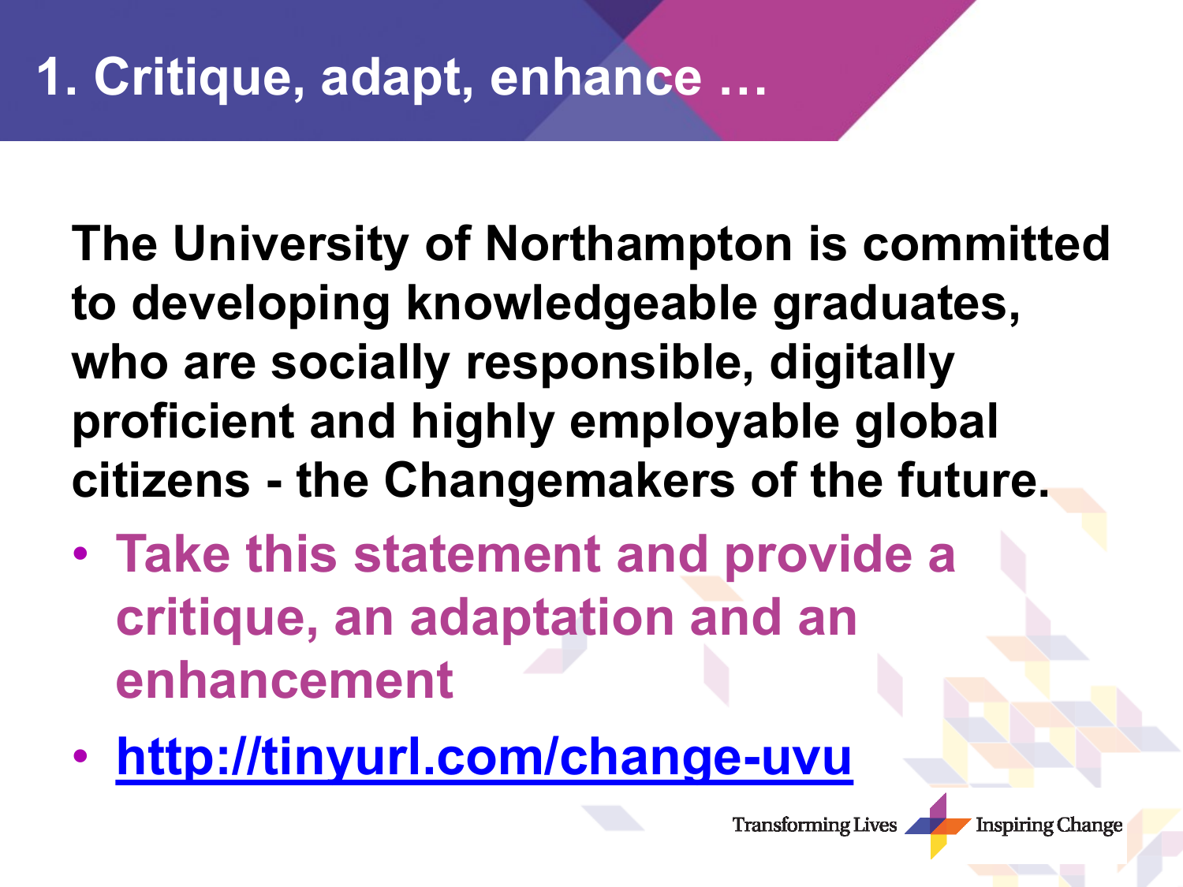# 1. Critique, adapt, enhance …

**The University of Northampton is committed to developing knowledgeable graduates, who are socially responsible, digitally proficient and highly employable global citizens - the Changemakers of the future.**

- **Take this statement and provide a critique, an adaptation and an enhancement**
- **[http://tinyurl.com/change-uvu](http://tinyurl.com/change-uvu)**

Transforming Lives Inspiring Change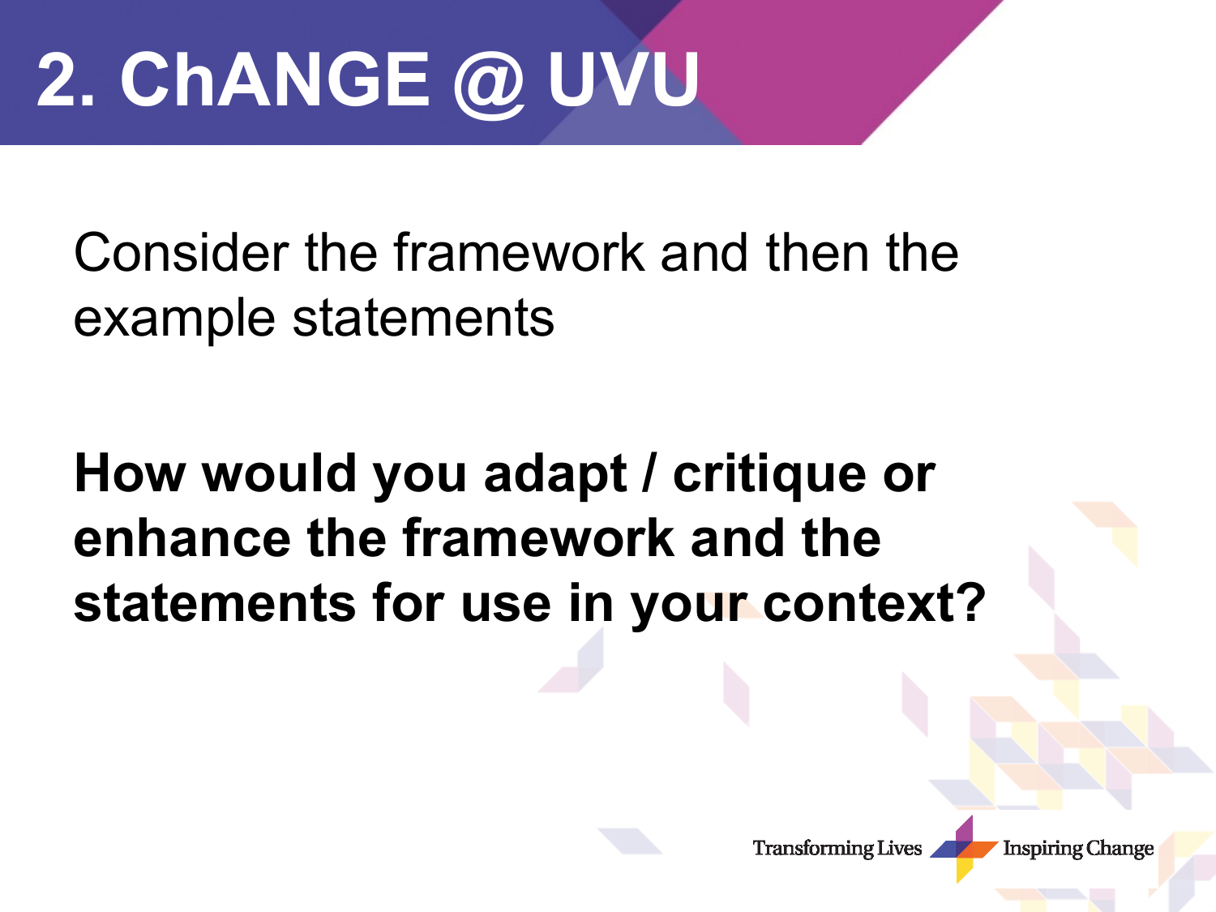# 2. ChANGE @ UVU

Consider the framework and then the example statements

**How would you adapt / critique or enhance the framework and the statements for use in your context?**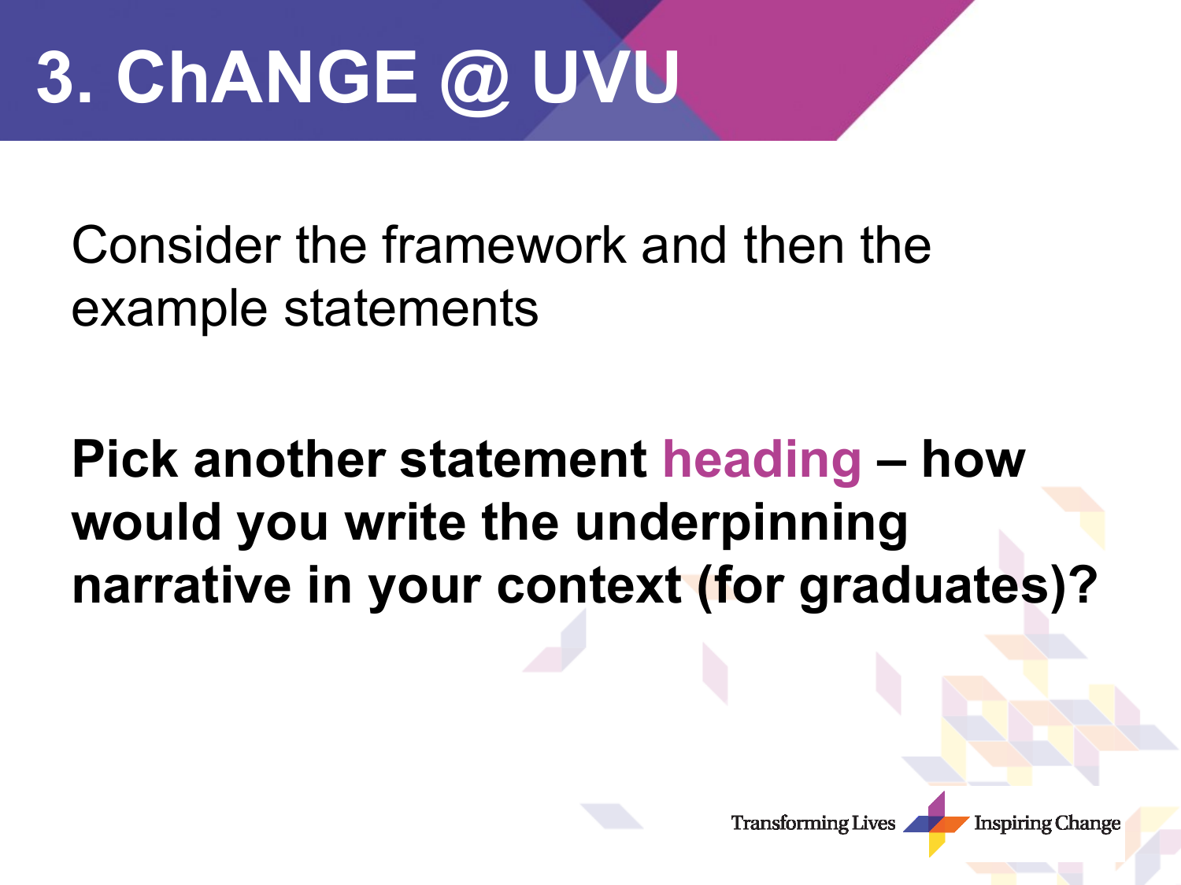# 3. ChANGE @ UVU

Consider the framework and then the example statements

**Pick another statement heading – how would you write the underpinning narrative in your context (for graduates)?**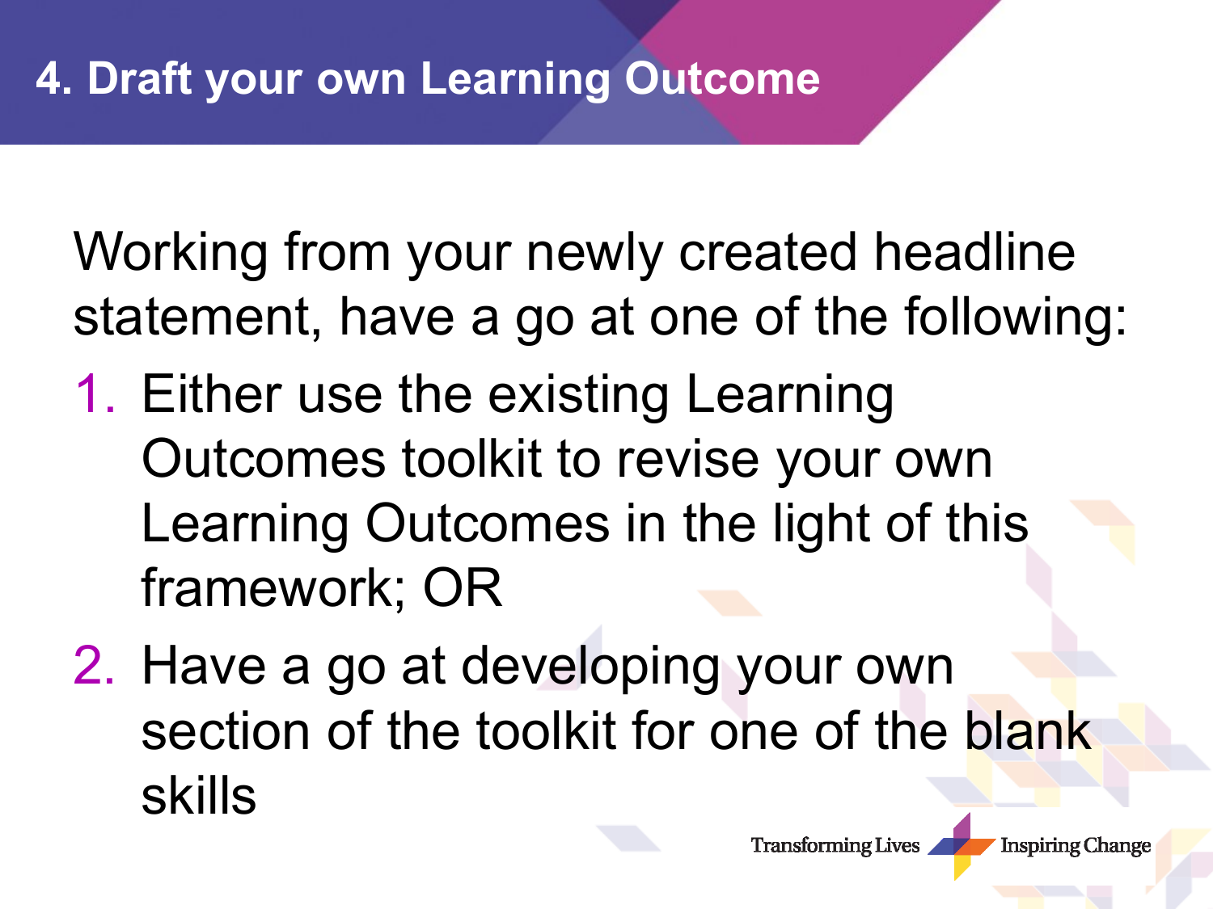# 4. Draft your own Learning Outcome

Working from your newly created headline statement, have a go at one of the following:

1. Either use the existing Learning Outcomes toolkit to revise your own Learning Outcomes in the light of this framework; OR
2. Have a go at developing your own section of the toolkit for one of the blank skills

Transforming Lives Inspiring Change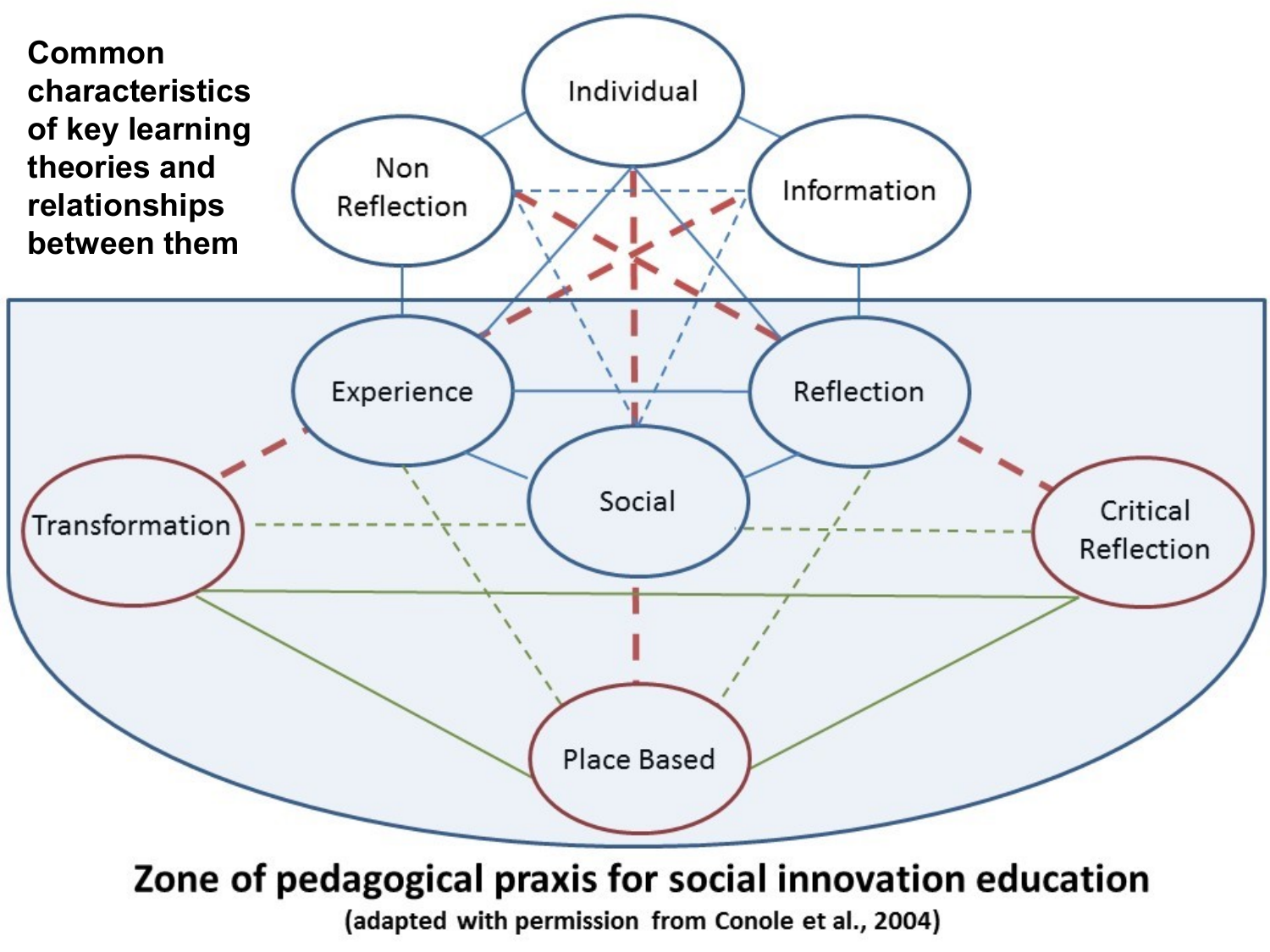**Common characteristics of key learning theories and relationships between them**

Individual

Non Reflection

Information

Experience

Reflection

Social

Transformation

Critical Reflection

Place Based

**Zone of pedagogical praxis for social innovation education**

(adapted with permission from Conole et al., 2004)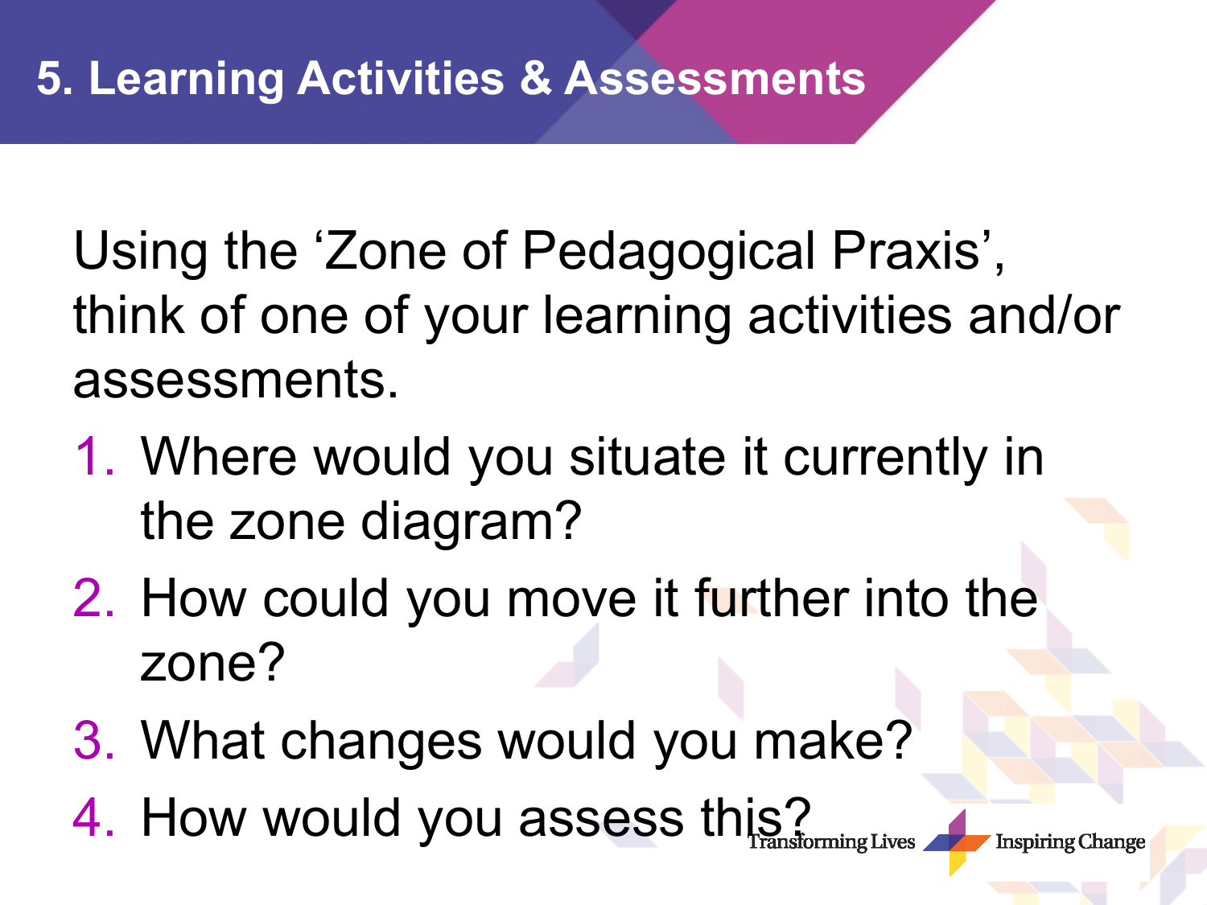# 5. Learning Activities & Assessments

Using the 'Zone of Pedagogical Praxis', think of one of your learning activities and/or assessments.

1. Where would you situate it currently in the zone diagram?
2. How could you move it further into the zone?
3. What changes would you make?
4. How would you assess this?